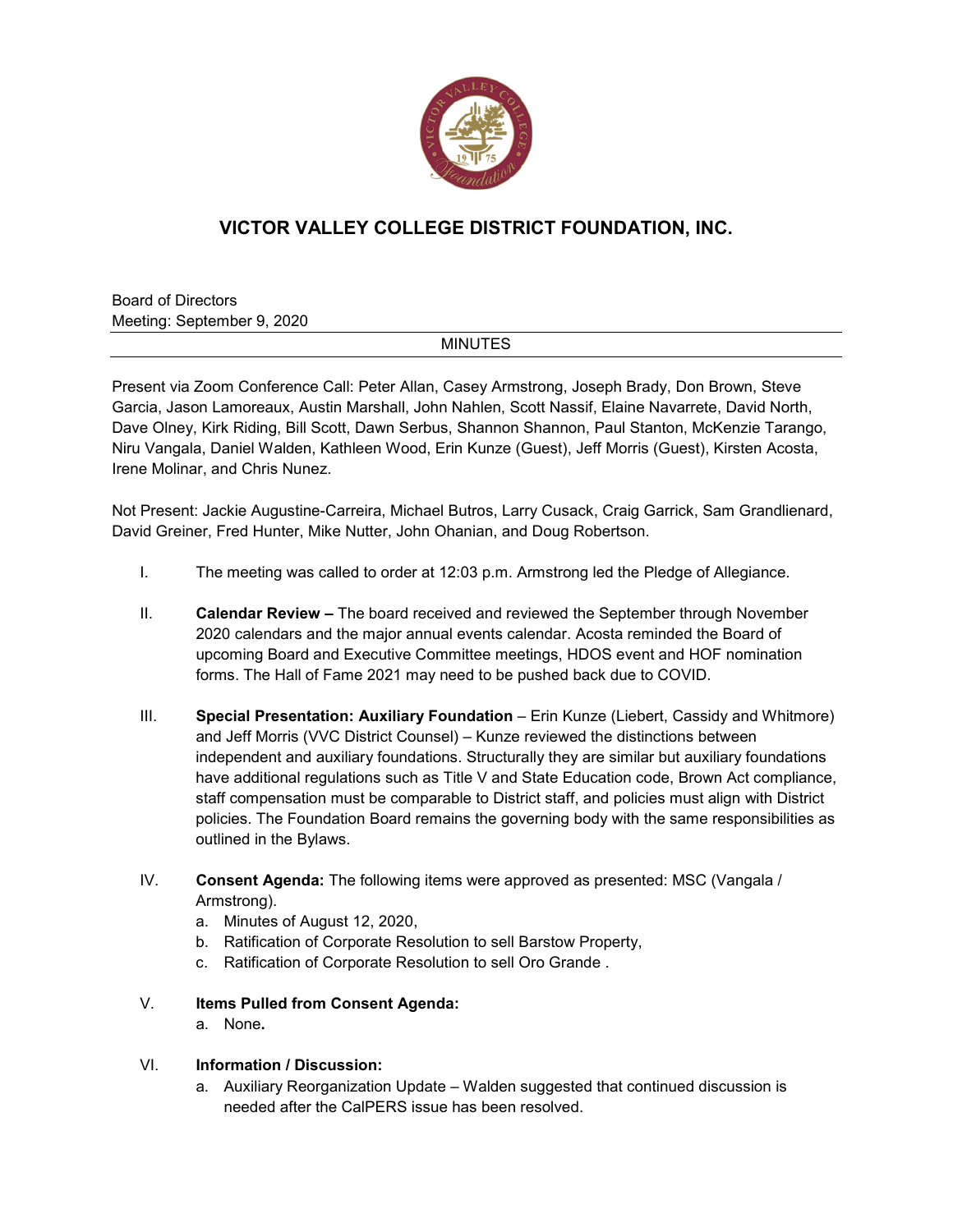# VICTOR VALLEY COLLEGE DISTRICT FOUNDATION, INC.

Board of Directors
Meeting: September 9, 2020

MINUTES

Present via Zoom Conference Call: Peter Allan, Casey Armstrong, Joseph Brady, Don Brown, Steve Garcia, Jason Lamoreaux, Austin Marshall, John Nahlen, Scott Nassif, Elaine Navarrete, David North, Dave Olney, Kirk Riding, Bill Scott, Dawn Serbus, Shannon Shannon, Paul Stanton, McKenzie Tarango, Niru Vangala, Daniel Walden, Kathleen Wood, Erin Kunze (Guest), Jeff Morris (Guest), Kirsten Acosta, Irene Molinar, and Chris Nunez.

Not Present: Jackie Augustine-Carreira, Michael Butros, Larry Cusack, Craig Garrick, Sam Grandlienard, David Greiner, Fred Hunter, Mike Nutter, John Ohanian, and Doug Robertson.

I. The meeting was called to order at 12:03 p.m. Armstrong led the Pledge of Allegiance.

II. **Calendar Review –** The board received and reviewed the September through November 2020 calendars and the major annual events calendar. Acosta reminded the Board of upcoming Board and Executive Committee meetings, HDOS event and HOF nomination forms. The Hall of Fame 2021 may need to be pushed back due to COVID.

III. **Special Presentation: Auxiliary Foundation** – Erin Kunze (Liebert, Cassidy and Whitmore) and Jeff Morris (VVC District Counsel) – Kunze reviewed the distinctions between independent and auxiliary foundations. Structurally they are similar but auxiliary foundations have additional regulations such as Title V and State Education code, Brown Act compliance, staff compensation must be comparable to District staff, and policies must align with District policies. The Foundation Board remains the governing body with the same responsibilities as outlined in the Bylaws.

IV. **Consent Agenda:** The following items were approved as presented: MSC (Vangala / Armstrong).
   a. Minutes of August 12, 2020,
   b. Ratification of Corporate Resolution to sell Barstow Property,
   c. Ratification of Corporate Resolution to sell Oro Grande .

V. **Items Pulled from Consent Agenda:**
   a. None**.**

VI. **Information / Discussion:**
   a. Auxiliary Reorganization Update – Walden suggested that continued discussion is needed after the CalPERS issue has been resolved.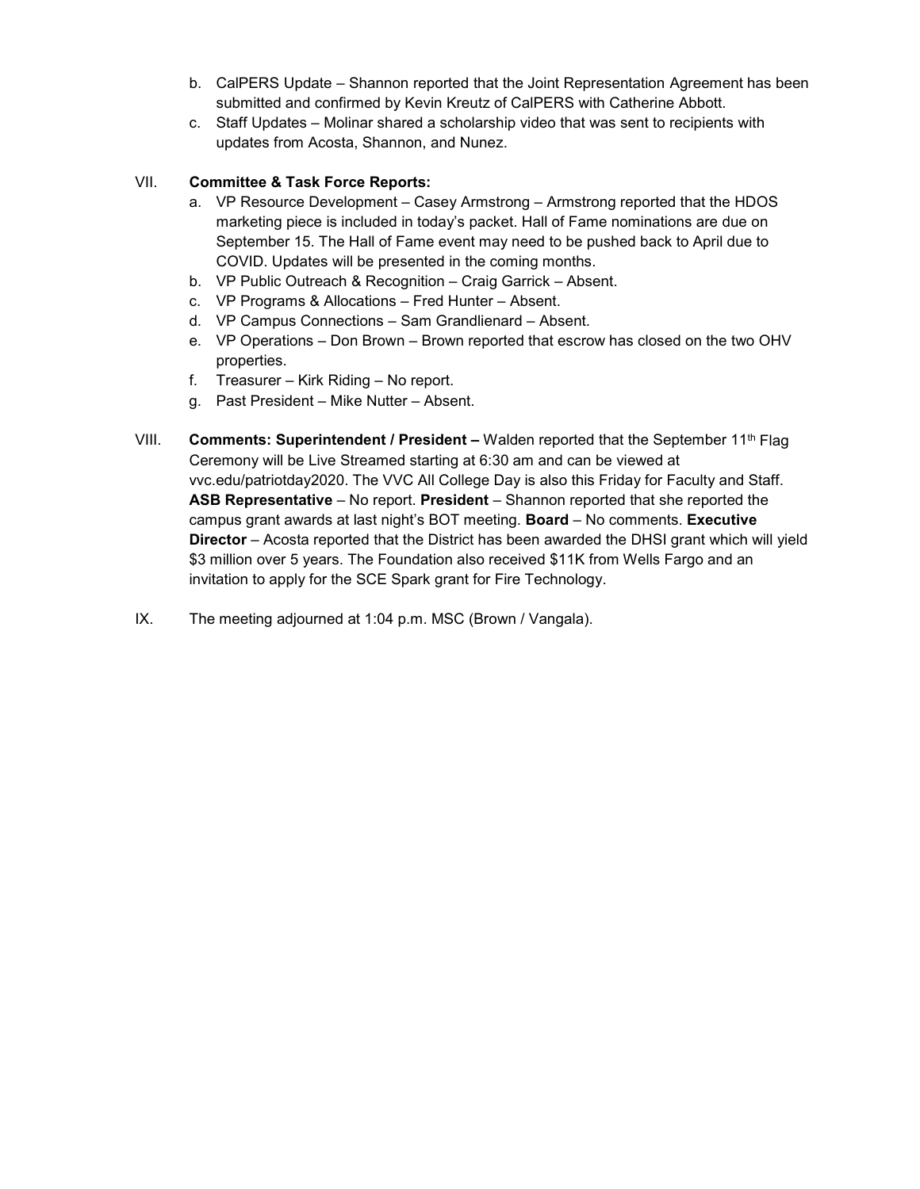b. CalPERS Update – Shannon reported that the Joint Representation Agreement has been submitted and confirmed by Kevin Kreutz of CalPERS with Catherine Abbott.

c. Staff Updates – Molinar shared a scholarship video that was sent to recipients with updates from Acosta, Shannon, and Nunez.

VII. **Committee & Task Force Reports:**

a. VP Resource Development – Casey Armstrong – Armstrong reported that the HDOS marketing piece is included in today's packet. Hall of Fame nominations are due on September 15. The Hall of Fame event may need to be pushed back to April due to COVID. Updates will be presented in the coming months.

b. VP Public Outreach & Recognition – Craig Garrick – Absent.

c. VP Programs & Allocations – Fred Hunter – Absent.

d. VP Campus Connections – Sam Grandlienard – Absent.

e. VP Operations – Don Brown – Brown reported that escrow has closed on the two OHV properties.

f. Treasurer – Kirk Riding – No report.

g. Past President – Mike Nutter – Absent.

VIII. **Comments: Superintendent / President –** Walden reported that the September 11th Flag Ceremony will be Live Streamed starting at 6:30 am and can be viewed at vvc.edu/patriotday2020. The VVC All College Day is also this Friday for Faculty and Staff. **ASB Representative** – No report. **President** – Shannon reported that she reported the campus grant awards at last night's BOT meeting. **Board** – No comments. **Executive Director** – Acosta reported that the District has been awarded the DHSI grant which will yield $3 million over 5 years. The Foundation also received $11K from Wells Fargo and an invitation to apply for the SCE Spark grant for Fire Technology.

IX. The meeting adjourned at 1:04 p.m. MSC (Brown / Vangala).